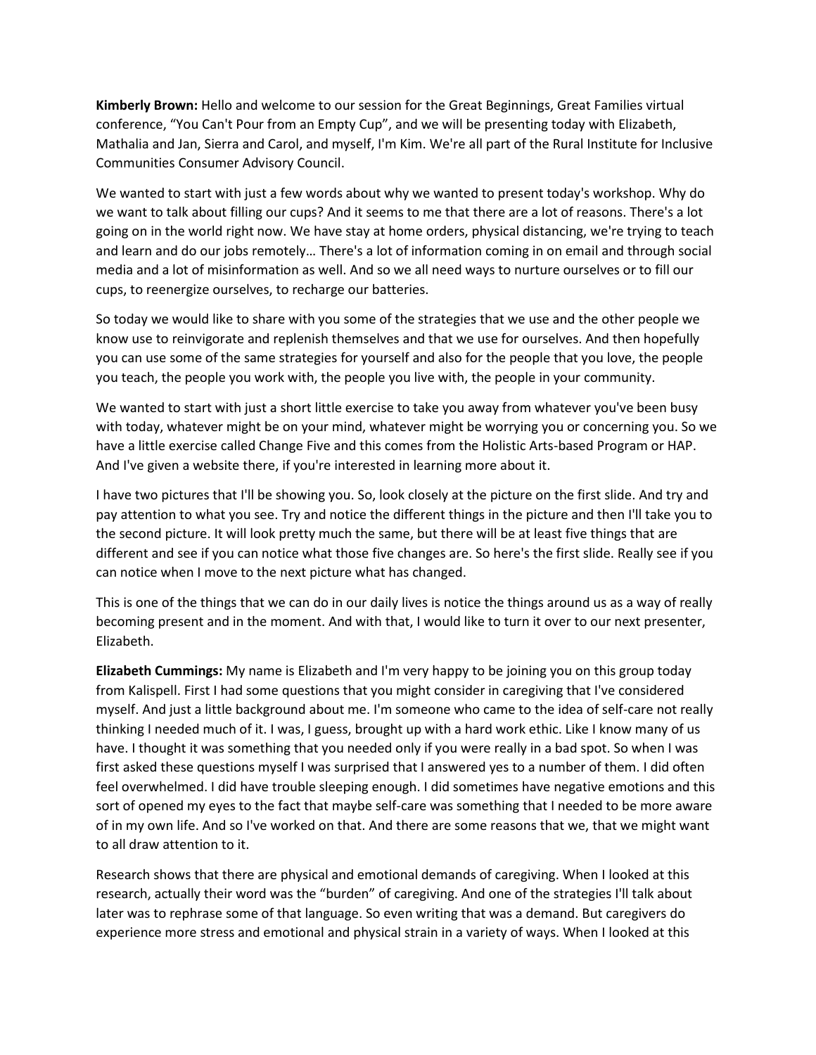**Kimberly Brown:** Hello and welcome to our session for the Great Beginnings, Great Families virtual conference, "You Can't Pour from an Empty Cup", and we will be presenting today with Elizabeth, Mathalia and Jan, Sierra and Carol, and myself, I'm Kim. We're all part of the Rural Institute for Inclusive Communities Consumer Advisory Council.

We wanted to start with just a few words about why we wanted to present today's workshop. Why do we want to talk about filling our cups? And it seems to me that there are a lot of reasons. There's a lot going on in the world right now. We have stay at home orders, physical distancing, we're trying to teach and learn and do our jobs remotely… There's a lot of information coming in on email and through social media and a lot of misinformation as well. And so we all need ways to nurture ourselves or to fill our cups, to reenergize ourselves, to recharge our batteries.

So today we would like to share with you some of the strategies that we use and the other people we know use to reinvigorate and replenish themselves and that we use for ourselves. And then hopefully you can use some of the same strategies for yourself and also for the people that you love, the people you teach, the people you work with, the people you live with, the people in your community.

We wanted to start with just a short little exercise to take you away from whatever you've been busy with today, whatever might be on your mind, whatever might be worrying you or concerning you. So we have a little exercise called Change Five and this comes from the Holistic Arts-based Program or HAP. And I've given a website there, if you're interested in learning more about it.

I have two pictures that I'll be showing you. So, look closely at the picture on the first slide. And try and pay attention to what you see. Try and notice the different things in the picture and then I'll take you to the second picture. It will look pretty much the same, but there will be at least five things that are different and see if you can notice what those five changes are. So here's the first slide. Really see if you can notice when I move to the next picture what has changed.

This is one of the things that we can do in our daily lives is notice the things around us as a way of really becoming present and in the moment. And with that, I would like to turn it over to our next presenter, Elizabeth.

**Elizabeth Cummings:** My name is Elizabeth and I'm very happy to be joining you on this group today from Kalispell. First I had some questions that you might consider in caregiving that I've considered myself. And just a little background about me. I'm someone who came to the idea of self-care not really thinking I needed much of it. I was, I guess, brought up with a hard work ethic. Like I know many of us have. I thought it was something that you needed only if you were really in a bad spot. So when I was first asked these questions myself I was surprised that I answered yes to a number of them. I did often feel overwhelmed. I did have trouble sleeping enough. I did sometimes have negative emotions and this sort of opened my eyes to the fact that maybe self-care was something that I needed to be more aware of in my own life. And so I've worked on that. And there are some reasons that we, that we might want to all draw attention to it.

Research shows that there are physical and emotional demands of caregiving. When I looked at this research, actually their word was the "burden" of caregiving. And one of the strategies I'll talk about later was to rephrase some of that language. So even writing that was a demand. But caregivers do experience more stress and emotional and physical strain in a variety of ways. When I looked at this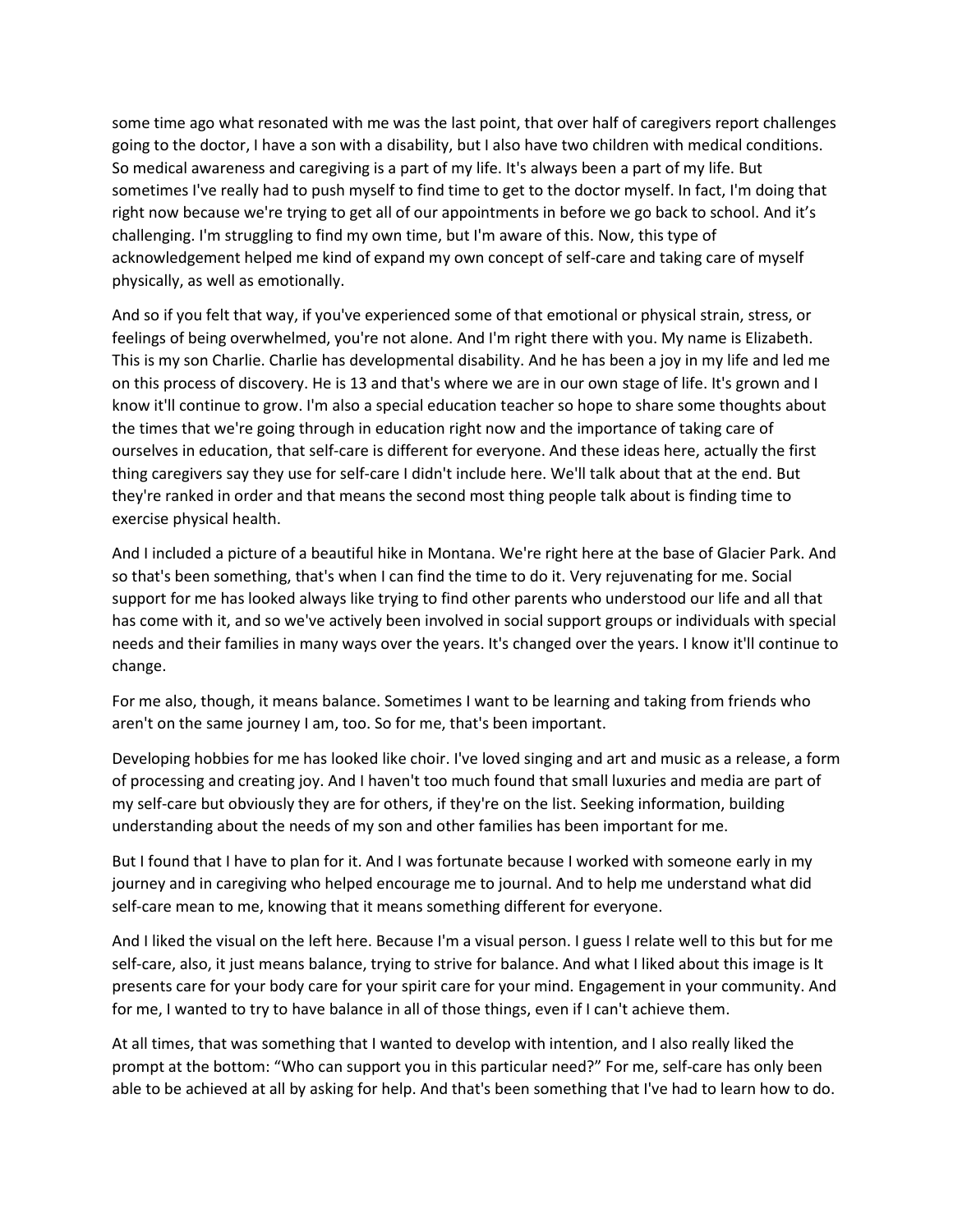some time ago what resonated with me was the last point, that over half of caregivers report challenges going to the doctor, I have a son with a disability, but I also have two children with medical conditions. So medical awareness and caregiving is a part of my life. It's always been a part of my life. But sometimes I've really had to push myself to find time to get to the doctor myself. In fact, I'm doing that right now because we're trying to get all of our appointments in before we go back to school. And it's challenging. I'm struggling to find my own time, but I'm aware of this. Now, this type of acknowledgement helped me kind of expand my own concept of self-care and taking care of myself physically, as well as emotionally.

And so if you felt that way, if you've experienced some of that emotional or physical strain, stress, or feelings of being overwhelmed, you're not alone. And I'm right there with you. My name is Elizabeth. This is my son Charlie. Charlie has developmental disability. And he has been a joy in my life and led me on this process of discovery. He is 13 and that's where we are in our own stage of life. It's grown and I know it'll continue to grow. I'm also a special education teacher so hope to share some thoughts about the times that we're going through in education right now and the importance of taking care of ourselves in education, that self-care is different for everyone. And these ideas here, actually the first thing caregivers say they use for self-care I didn't include here. We'll talk about that at the end. But they're ranked in order and that means the second most thing people talk about is finding time to exercise physical health.

And I included a picture of a beautiful hike in Montana. We're right here at the base of Glacier Park. And so that's been something, that's when I can find the time to do it. Very rejuvenating for me. Social support for me has looked always like trying to find other parents who understood our life and all that has come with it, and so we've actively been involved in social support groups or individuals with special needs and their families in many ways over the years. It's changed over the years. I know it'll continue to change.

For me also, though, it means balance. Sometimes I want to be learning and taking from friends who aren't on the same journey I am, too. So for me, that's been important.

Developing hobbies for me has looked like choir. I've loved singing and art and music as a release, a form of processing and creating joy. And I haven't too much found that small luxuries and media are part of my self-care but obviously they are for others, if they're on the list. Seeking information, building understanding about the needs of my son and other families has been important for me.

But I found that I have to plan for it. And I was fortunate because I worked with someone early in my journey and in caregiving who helped encourage me to journal. And to help me understand what did self-care mean to me, knowing that it means something different for everyone.

And I liked the visual on the left here. Because I'm a visual person. I guess I relate well to this but for me self-care, also, it just means balance, trying to strive for balance. And what I liked about this image is It presents care for your body care for your spirit care for your mind. Engagement in your community. And for me, I wanted to try to have balance in all of those things, even if I can't achieve them.

At all times, that was something that I wanted to develop with intention, and I also really liked the prompt at the bottom: "Who can support you in this particular need?" For me, self-care has only been able to be achieved at all by asking for help. And that's been something that I've had to learn how to do.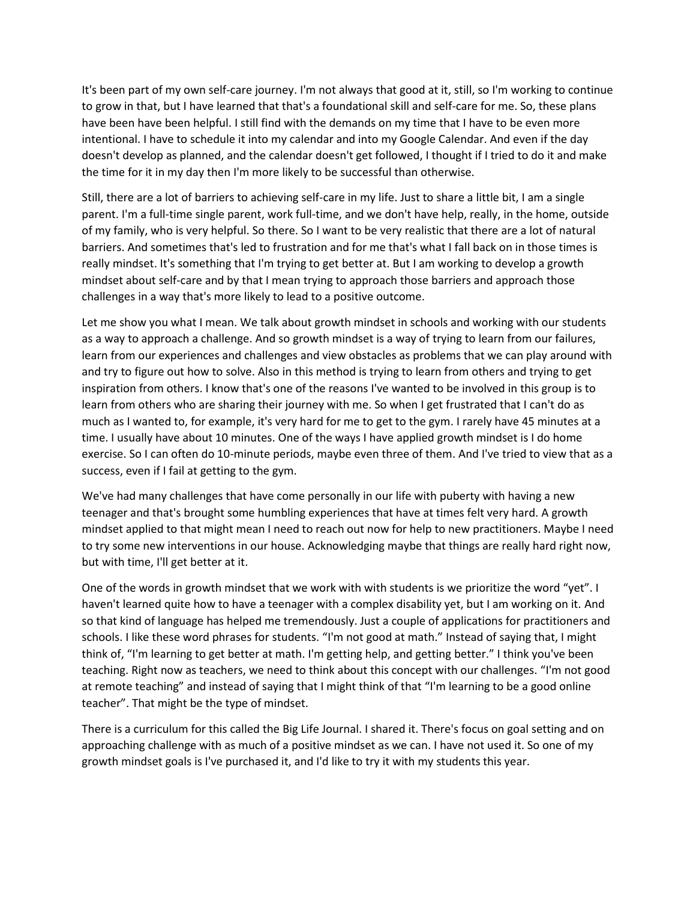It's been part of my own self-care journey. I'm not always that good at it, still, so I'm working to continue to grow in that, but I have learned that that's a foundational skill and self-care for me. So, these plans have been have been helpful. I still find with the demands on my time that I have to be even more intentional. I have to schedule it into my calendar and into my Google Calendar. And even if the day doesn't develop as planned, and the calendar doesn't get followed, I thought if I tried to do it and make the time for it in my day then I'm more likely to be successful than otherwise.

Still, there are a lot of barriers to achieving self-care in my life. Just to share a little bit, I am a single parent. I'm a full-time single parent, work full-time, and we don't have help, really, in the home, outside of my family, who is very helpful. So there. So I want to be very realistic that there are a lot of natural barriers. And sometimes that's led to frustration and for me that's what I fall back on in those times is really mindset. It's something that I'm trying to get better at. But I am working to develop a growth mindset about self-care and by that I mean trying to approach those barriers and approach those challenges in a way that's more likely to lead to a positive outcome.

Let me show you what I mean. We talk about growth mindset in schools and working with our students as a way to approach a challenge. And so growth mindset is a way of trying to learn from our failures, learn from our experiences and challenges and view obstacles as problems that we can play around with and try to figure out how to solve. Also in this method is trying to learn from others and trying to get inspiration from others. I know that's one of the reasons I've wanted to be involved in this group is to learn from others who are sharing their journey with me. So when I get frustrated that I can't do as much as I wanted to, for example, it's very hard for me to get to the gym. I rarely have 45 minutes at a time. I usually have about 10 minutes. One of the ways I have applied growth mindset is I do home exercise. So I can often do 10-minute periods, maybe even three of them. And I've tried to view that as a success, even if I fail at getting to the gym.

We've had many challenges that have come personally in our life with puberty with having a new teenager and that's brought some humbling experiences that have at times felt very hard. A growth mindset applied to that might mean I need to reach out now for help to new practitioners. Maybe I need to try some new interventions in our house. Acknowledging maybe that things are really hard right now, but with time, I'll get better at it.

One of the words in growth mindset that we work with with students is we prioritize the word "yet". I haven't learned quite how to have a teenager with a complex disability yet, but I am working on it. And so that kind of language has helped me tremendously. Just a couple of applications for practitioners and schools. I like these word phrases for students. "I'm not good at math." Instead of saying that, I might think of, "I'm learning to get better at math. I'm getting help, and getting better." I think you've been teaching. Right now as teachers, we need to think about this concept with our challenges. "I'm not good at remote teaching" and instead of saying that I might think of that "I'm learning to be a good online teacher". That might be the type of mindset.

There is a curriculum for this called the Big Life Journal. I shared it. There's focus on goal setting and on approaching challenge with as much of a positive mindset as we can. I have not used it. So one of my growth mindset goals is I've purchased it, and I'd like to try it with my students this year.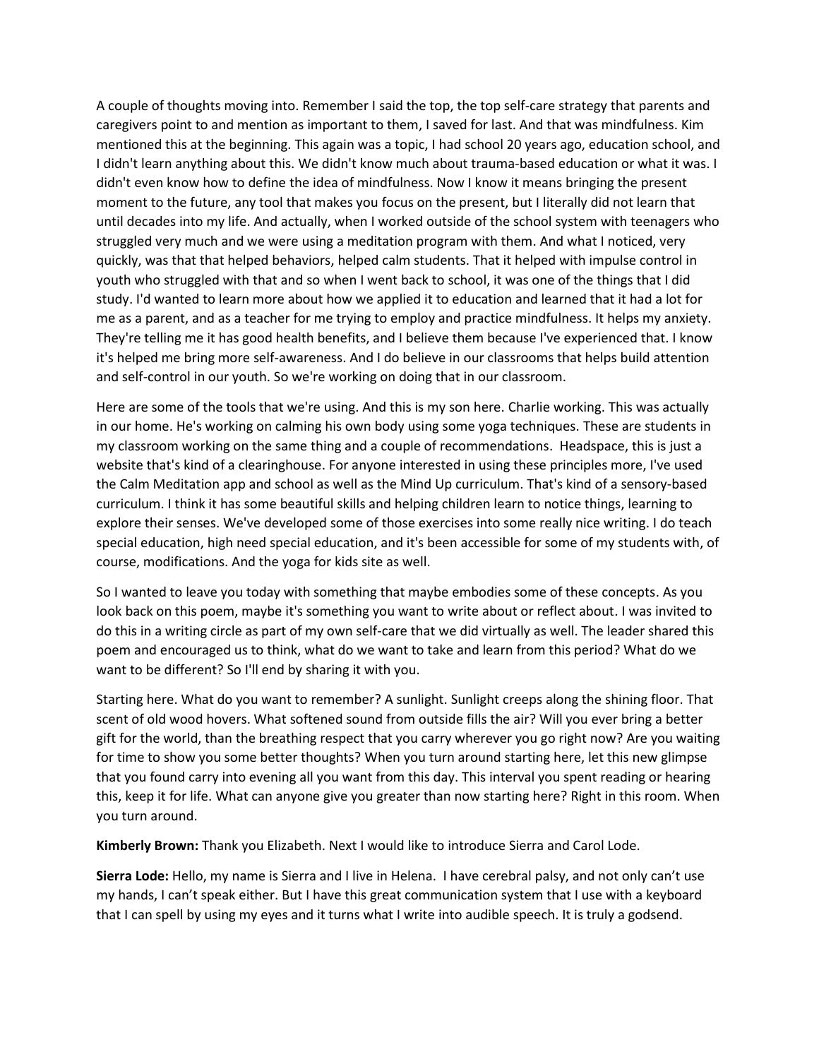A couple of thoughts moving into. Remember I said the top, the top self-care strategy that parents and caregivers point to and mention as important to them, I saved for last. And that was mindfulness. Kim mentioned this at the beginning. This again was a topic, I had school 20 years ago, education school, and I didn't learn anything about this. We didn't know much about trauma-based education or what it was. I didn't even know how to define the idea of mindfulness. Now I know it means bringing the present moment to the future, any tool that makes you focus on the present, but I literally did not learn that until decades into my life. And actually, when I worked outside of the school system with teenagers who struggled very much and we were using a meditation program with them. And what I noticed, very quickly, was that that helped behaviors, helped calm students. That it helped with impulse control in youth who struggled with that and so when I went back to school, it was one of the things that I did study. I'd wanted to learn more about how we applied it to education and learned that it had a lot for me as a parent, and as a teacher for me trying to employ and practice mindfulness. It helps my anxiety. They're telling me it has good health benefits, and I believe them because I've experienced that. I know it's helped me bring more self-awareness. And I do believe in our classrooms that helps build attention and self-control in our youth. So we're working on doing that in our classroom.

Here are some of the tools that we're using. And this is my son here. Charlie working. This was actually in our home. He's working on calming his own body using some yoga techniques. These are students in my classroom working on the same thing and a couple of recommendations. Headspace, this is just a website that's kind of a clearinghouse. For anyone interested in using these principles more, I've used the Calm Meditation app and school as well as the Mind Up curriculum. That's kind of a sensory-based curriculum. I think it has some beautiful skills and helping children learn to notice things, learning to explore their senses. We've developed some of those exercises into some really nice writing. I do teach special education, high need special education, and it's been accessible for some of my students with, of course, modifications. And the yoga for kids site as well.

So I wanted to leave you today with something that maybe embodies some of these concepts. As you look back on this poem, maybe it's something you want to write about or reflect about. I was invited to do this in a writing circle as part of my own self-care that we did virtually as well. The leader shared this poem and encouraged us to think, what do we want to take and learn from this period? What do we want to be different? So I'll end by sharing it with you.

Starting here. What do you want to remember? A sunlight. Sunlight creeps along the shining floor. That scent of old wood hovers. What softened sound from outside fills the air? Will you ever bring a better gift for the world, than the breathing respect that you carry wherever you go right now? Are you waiting for time to show you some better thoughts? When you turn around starting here, let this new glimpse that you found carry into evening all you want from this day. This interval you spent reading or hearing this, keep it for life. What can anyone give you greater than now starting here? Right in this room. When you turn around.

**Kimberly Brown:** Thank you Elizabeth. Next I would like to introduce Sierra and Carol Lode.

**Sierra Lode:** Hello, my name is Sierra and I live in Helena. I have cerebral palsy, and not only can't use my hands, I can't speak either. But I have this great communication system that I use with a keyboard that I can spell by using my eyes and it turns what I write into audible speech. It is truly a godsend.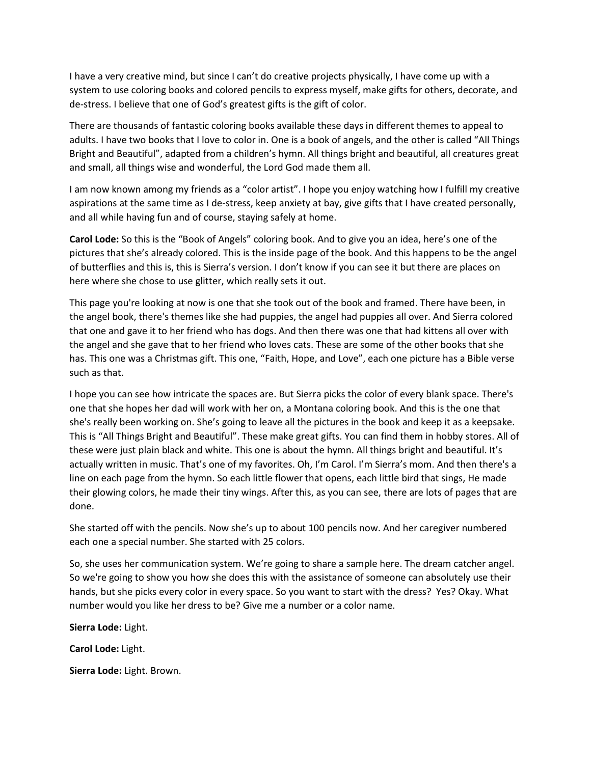I have a very creative mind, but since I can't do creative projects physically, I have come up with a system to use coloring books and colored pencils to express myself, make gifts for others, decorate, and de-stress. I believe that one of God's greatest gifts is the gift of color.

There are thousands of fantastic coloring books available these days in different themes to appeal to adults. I have two books that I love to color in. One is a book of angels, and the other is called "All Things Bright and Beautiful", adapted from a children's hymn. All things bright and beautiful, all creatures great and small, all things wise and wonderful, the Lord God made them all.

I am now known among my friends as a "color artist". I hope you enjoy watching how I fulfill my creative aspirations at the same time as I de-stress, keep anxiety at bay, give gifts that I have created personally, and all while having fun and of course, staying safely at home.

**Carol Lode:** So this is the "Book of Angels" coloring book. And to give you an idea, here's one of the pictures that she's already colored. This is the inside page of the book. And this happens to be the angel of butterflies and this is, this is Sierra's version. I don't know if you can see it but there are places on here where she chose to use glitter, which really sets it out.

This page you're looking at now is one that she took out of the book and framed. There have been, in the angel book, there's themes like she had puppies, the angel had puppies all over. And Sierra colored that one and gave it to her friend who has dogs. And then there was one that had kittens all over with the angel and she gave that to her friend who loves cats. These are some of the other books that she has. This one was a Christmas gift. This one, "Faith, Hope, and Love", each one picture has a Bible verse such as that.

I hope you can see how intricate the spaces are. But Sierra picks the color of every blank space. There's one that she hopes her dad will work with her on, a Montana coloring book. And this is the one that she's really been working on. She's going to leave all the pictures in the book and keep it as a keepsake. This is "All Things Bright and Beautiful". These make great gifts. You can find them in hobby stores. All of these were just plain black and white. This one is about the hymn. All things bright and beautiful. It's actually written in music. That's one of my favorites. Oh, I'm Carol. I'm Sierra's mom. And then there's a line on each page from the hymn. So each little flower that opens, each little bird that sings, He made their glowing colors, he made their tiny wings. After this, as you can see, there are lots of pages that are done.

She started off with the pencils. Now she's up to about 100 pencils now. And her caregiver numbered each one a special number. She started with 25 colors.

So, she uses her communication system. We're going to share a sample here. The dream catcher angel. So we're going to show you how she does this with the assistance of someone can absolutely use their hands, but she picks every color in every space. So you want to start with the dress? Yes? Okay. What number would you like her dress to be? Give me a number or a color name.

**Sierra Lode:** Light.

**Carol Lode:** Light.

**Sierra Lode:** Light. Brown.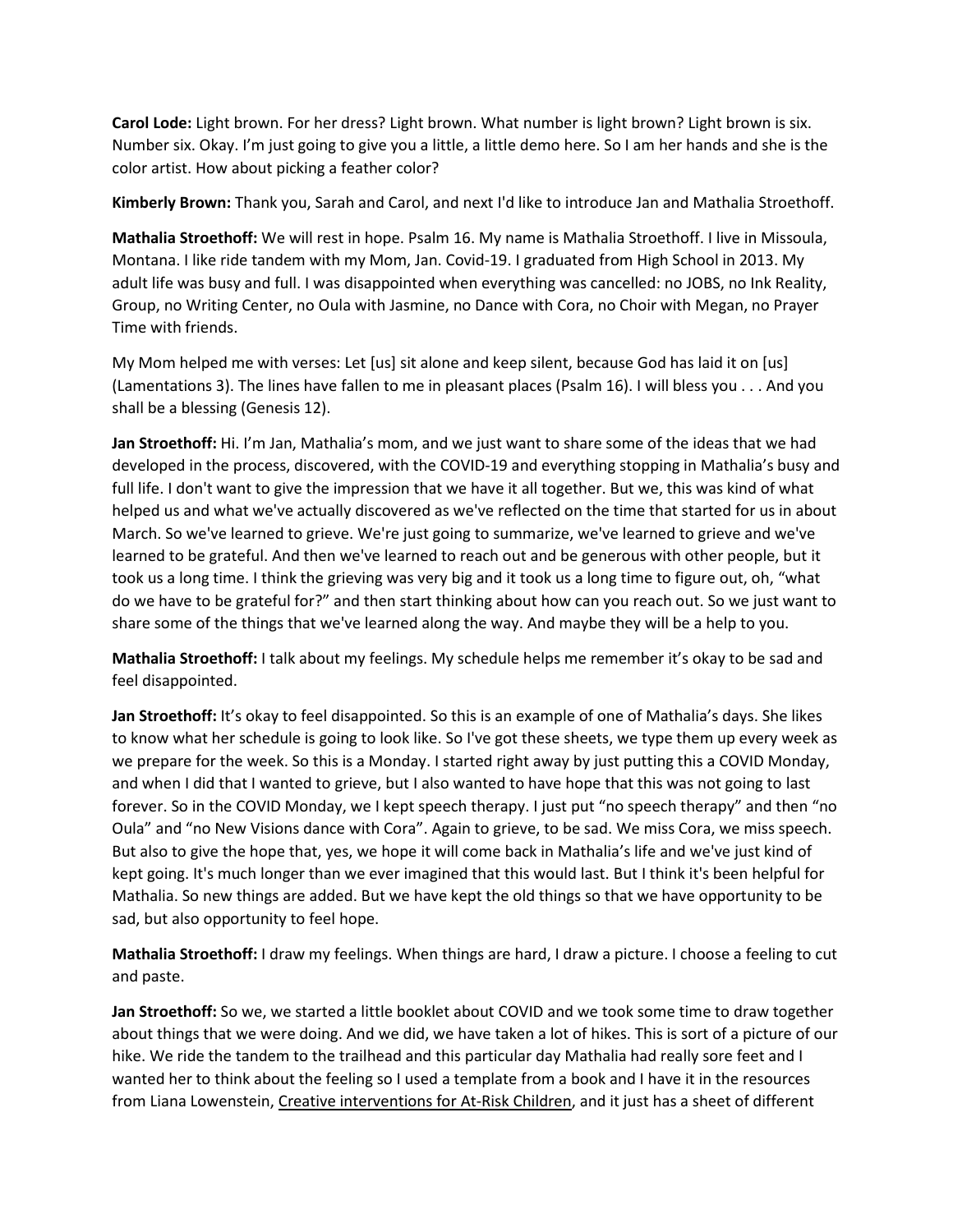**Carol Lode:** Light brown. For her dress? Light brown. What number is light brown? Light brown is six. Number six. Okay. I'm just going to give you a little, a little demo here. So I am her hands and she is the color artist. How about picking a feather color?

**Kimberly Brown:** Thank you, Sarah and Carol, and next I'd like to introduce Jan and Mathalia Stroethoff.

**Mathalia Stroethoff:** We will rest in hope. Psalm 16. My name is Mathalia Stroethoff. I live in Missoula, Montana. I like ride tandem with my Mom, Jan. Covid-19. I graduated from High School in 2013. My adult life was busy and full. I was disappointed when everything was cancelled: no JOBS, no Ink Reality, Group, no Writing Center, no Oula with Jasmine, no Dance with Cora, no Choir with Megan, no Prayer Time with friends.

My Mom helped me with verses: Let [us] sit alone and keep silent, because God has laid it on [us] (Lamentations 3). The lines have fallen to me in pleasant places (Psalm 16). I will bless you . . . And you shall be a blessing (Genesis 12).

**Jan Stroethoff:** Hi. I'm Jan, Mathalia's mom, and we just want to share some of the ideas that we had developed in the process, discovered, with the COVID-19 and everything stopping in Mathalia's busy and full life. I don't want to give the impression that we have it all together. But we, this was kind of what helped us and what we've actually discovered as we've reflected on the time that started for us in about March. So we've learned to grieve. We're just going to summarize, we've learned to grieve and we've learned to be grateful. And then we've learned to reach out and be generous with other people, but it took us a long time. I think the grieving was very big and it took us a long time to figure out, oh, "what do we have to be grateful for?" and then start thinking about how can you reach out. So we just want to share some of the things that we've learned along the way. And maybe they will be a help to you.

**Mathalia Stroethoff:** I talk about my feelings. My schedule helps me remember it's okay to be sad and feel disappointed.

**Jan Stroethoff:** It's okay to feel disappointed. So this is an example of one of Mathalia's days. She likes to know what her schedule is going to look like. So I've got these sheets, we type them up every week as we prepare for the week. So this is a Monday. I started right away by just putting this a COVID Monday, and when I did that I wanted to grieve, but I also wanted to have hope that this was not going to last forever. So in the COVID Monday, we I kept speech therapy. I just put "no speech therapy" and then "no Oula" and "no New Visions dance with Cora". Again to grieve, to be sad. We miss Cora, we miss speech. But also to give the hope that, yes, we hope it will come back in Mathalia's life and we've just kind of kept going. It's much longer than we ever imagined that this would last. But I think it's been helpful for Mathalia. So new things are added. But we have kept the old things so that we have opportunity to be sad, but also opportunity to feel hope.

**Mathalia Stroethoff:** I draw my feelings. When things are hard, I draw a picture. I choose a feeling to cut and paste.

**Jan Stroethoff:** So we, we started a little booklet about COVID and we took some time to draw together about things that we were doing. And we did, we have taken a lot of hikes. This is sort of a picture of our hike. We ride the tandem to the trailhead and this particular day Mathalia had really sore feet and I wanted her to think about the feeling so I used a template from a book and I have it in the resources from Liana Lowenstein, Creative interventions for At-Risk Children, and it just has a sheet of different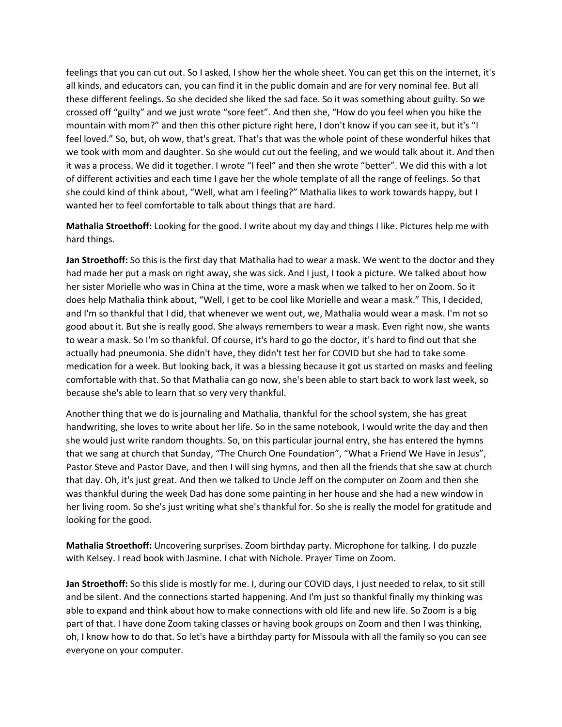feelings that you can cut out. So I asked, I show her the whole sheet. You can get this on the internet, it's all kinds, and educators can, you can find it in the public domain and are for very nominal fee. But all these different feelings. So she decided she liked the sad face. So it was something about guilty. So we crossed off "guilty" and we just wrote "sore feet". And then she, "How do you feel when you hike the mountain with mom?" and then this other picture right here, I don't know if you can see it, but it's "I feel loved." So, but, oh wow, that's great. That's that was the whole point of these wonderful hikes that we took with mom and daughter. So she would cut out the feeling, and we would talk about it. And then it was a process. We did it together. I wrote "I feel" and then she wrote "better". We did this with a lot of different activities and each time I gave her the whole template of all the range of feelings. So that she could kind of think about, "Well, what am I feeling?" Mathalia likes to work towards happy, but I wanted her to feel comfortable to talk about things that are hard.

**Mathalia Stroethoff:** Looking for the good. I write about my day and things I like. Pictures help me with hard things.

**Jan Stroethoff:** So this is the first day that Mathalia had to wear a mask. We went to the doctor and they had made her put a mask on right away, she was sick. And I just, I took a picture. We talked about how her sister Morielle who was in China at the time, wore a mask when we talked to her on Zoom. So it does help Mathalia think about, "Well, I get to be cool like Morielle and wear a mask." This, I decided, and I'm so thankful that I did, that whenever we went out, we, Mathalia would wear a mask. I'm not so good about it. But she is really good. She always remembers to wear a mask. Even right now, she wants to wear a mask. So I'm so thankful. Of course, it's hard to go the doctor, it's hard to find out that she actually had pneumonia. She didn't have, they didn't test her for COVID but she had to take some medication for a week. But looking back, it was a blessing because it got us started on masks and feeling comfortable with that. So that Mathalia can go now, she's been able to start back to work last week, so because she's able to learn that so very very thankful.

Another thing that we do is journaling and Mathalia, thankful for the school system, she has great handwriting, she loves to write about her life. So in the same notebook, I would write the day and then she would just write random thoughts. So, on this particular journal entry, she has entered the hymns that we sang at church that Sunday, "The Church One Foundation", "What a Friend We Have in Jesus", Pastor Steve and Pastor Dave, and then I will sing hymns, and then all the friends that she saw at church that day. Oh, it's just great. And then we talked to Uncle Jeff on the computer on Zoom and then she was thankful during the week Dad has done some painting in her house and she had a new window in her living room. So she's just writing what she's thankful for. So she is really the model for gratitude and looking for the good.

**Mathalia Stroethoff:** Uncovering surprises. Zoom birthday party. Microphone for talking. I do puzzle with Kelsey. I read book with Jasmine. I chat with Nichole. Prayer Time on Zoom.

**Jan Stroethoff:** So this slide is mostly for me. I, during our COVID days, I just needed to relax, to sit still and be silent. And the connections started happening. And I'm just so thankful finally my thinking was able to expand and think about how to make connections with old life and new life. So Zoom is a big part of that. I have done Zoom taking classes or having book groups on Zoom and then I was thinking, oh, I know how to do that. So let's have a birthday party for Missoula with all the family so you can see everyone on your computer.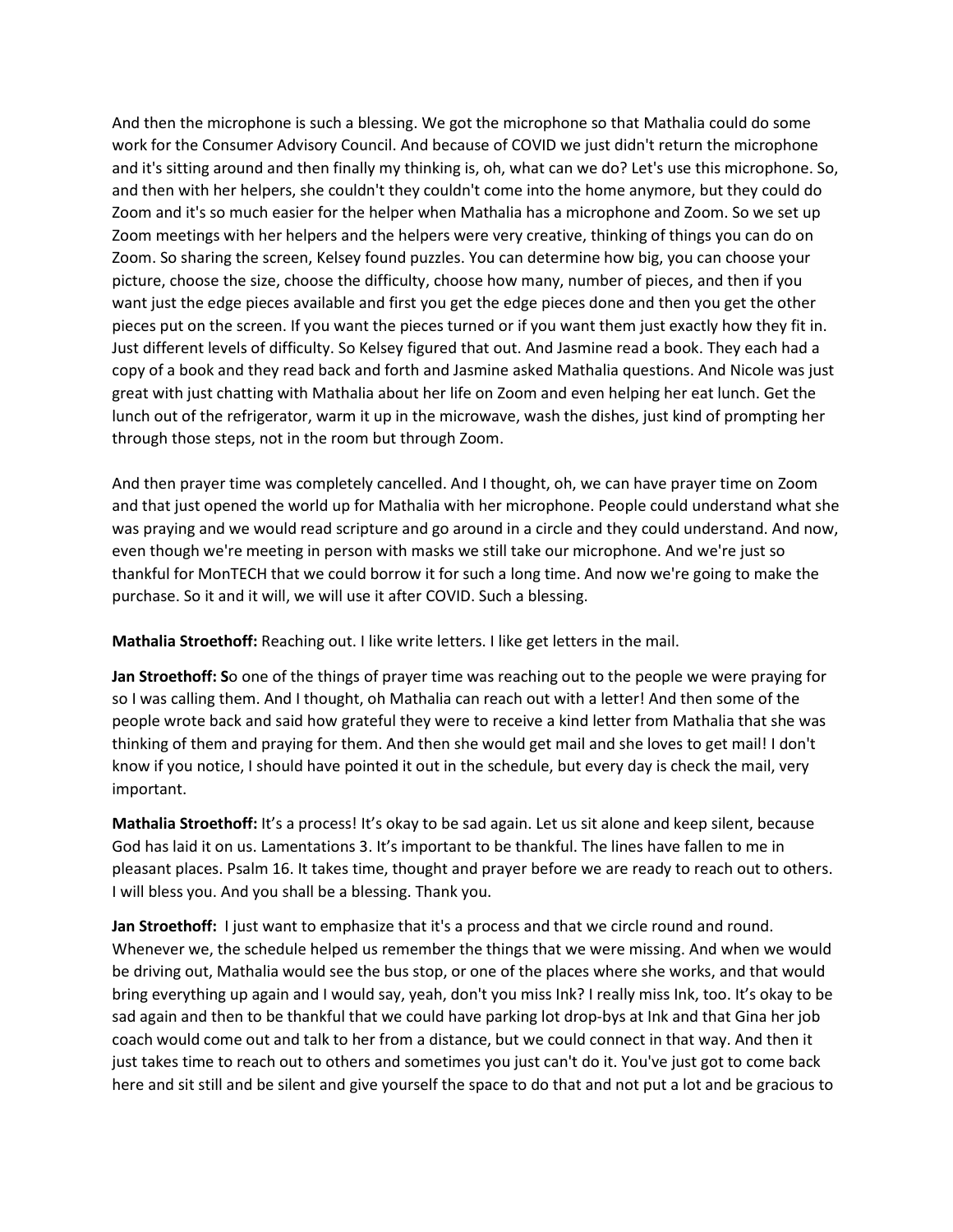And then the microphone is such a blessing. We got the microphone so that Mathalia could do some work for the Consumer Advisory Council. And because of COVID we just didn't return the microphone and it's sitting around and then finally my thinking is, oh, what can we do? Let's use this microphone. So, and then with her helpers, she couldn't they couldn't come into the home anymore, but they could do Zoom and it's so much easier for the helper when Mathalia has a microphone and Zoom. So we set up Zoom meetings with her helpers and the helpers were very creative, thinking of things you can do on Zoom. So sharing the screen, Kelsey found puzzles. You can determine how big, you can choose your picture, choose the size, choose the difficulty, choose how many, number of pieces, and then if you want just the edge pieces available and first you get the edge pieces done and then you get the other pieces put on the screen. If you want the pieces turned or if you want them just exactly how they fit in. Just different levels of difficulty. So Kelsey figured that out. And Jasmine read a book. They each had a copy of a book and they read back and forth and Jasmine asked Mathalia questions. And Nicole was just great with just chatting with Mathalia about her life on Zoom and even helping her eat lunch. Get the lunch out of the refrigerator, warm it up in the microwave, wash the dishes, just kind of prompting her through those steps, not in the room but through Zoom.

And then prayer time was completely cancelled. And I thought, oh, we can have prayer time on Zoom and that just opened the world up for Mathalia with her microphone. People could understand what she was praying and we would read scripture and go around in a circle and they could understand. And now, even though we're meeting in person with masks we still take our microphone. And we're just so thankful for MonTECH that we could borrow it for such a long time. And now we're going to make the purchase. So it and it will, we will use it after COVID. Such a blessing.

**Mathalia Stroethoff:** Reaching out. I like write letters. I like get letters in the mail.

**Jan Stroethoff: S**o one of the things of prayer time was reaching out to the people we were praying for so I was calling them. And I thought, oh Mathalia can reach out with a letter! And then some of the people wrote back and said how grateful they were to receive a kind letter from Mathalia that she was thinking of them and praying for them. And then she would get mail and she loves to get mail! I don't know if you notice, I should have pointed it out in the schedule, but every day is check the mail, very important.

**Mathalia Stroethoff:** It's a process! It's okay to be sad again. Let us sit alone and keep silent, because God has laid it on us. Lamentations 3. It's important to be thankful. The lines have fallen to me in pleasant places. Psalm 16. It takes time, thought and prayer before we are ready to reach out to others. I will bless you. And you shall be a blessing. Thank you.

**Jan Stroethoff:** I just want to emphasize that it's a process and that we circle round and round. Whenever we, the schedule helped us remember the things that we were missing. And when we would be driving out, Mathalia would see the bus stop, or one of the places where she works, and that would bring everything up again and I would say, yeah, don't you miss Ink? I really miss Ink, too. It's okay to be sad again and then to be thankful that we could have parking lot drop-bys at Ink and that Gina her job coach would come out and talk to her from a distance, but we could connect in that way. And then it just takes time to reach out to others and sometimes you just can't do it. You've just got to come back here and sit still and be silent and give yourself the space to do that and not put a lot and be gracious to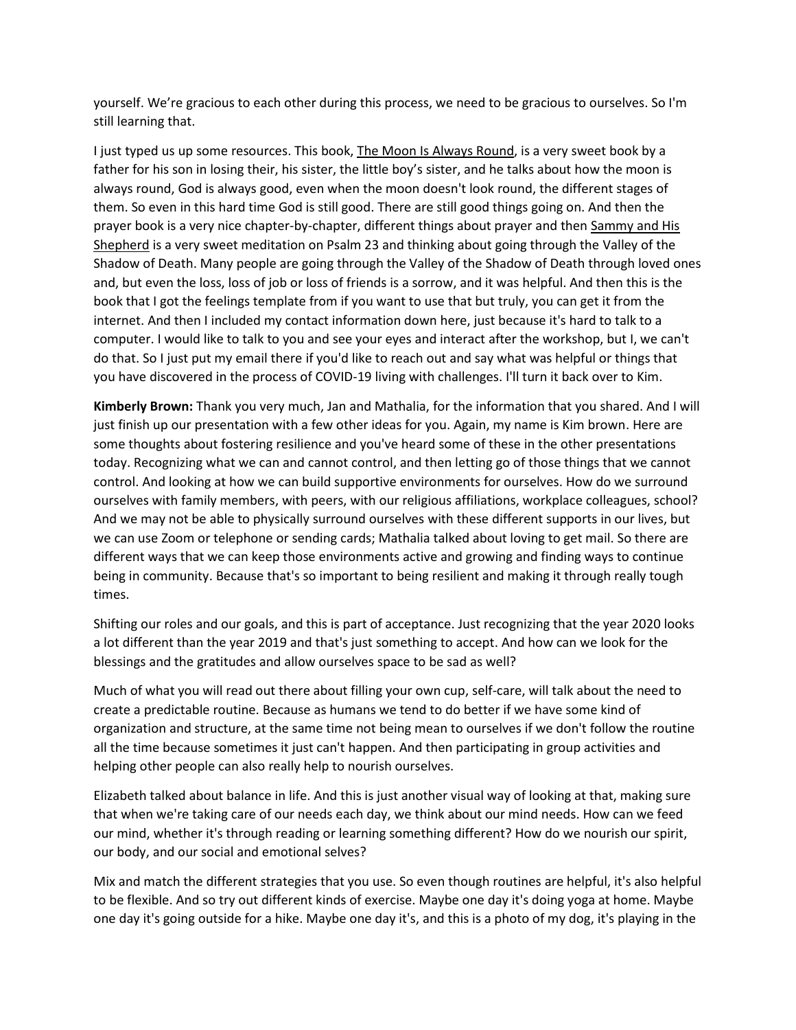yourself. We're gracious to each other during this process, we need to be gracious to ourselves. So I'm still learning that.

I just typed us up some resources. This book, The Moon Is Always Round, is a very sweet book by a father for his son in losing their, his sister, the little boy's sister, and he talks about how the moon is always round, God is always good, even when the moon doesn't look round, the different stages of them. So even in this hard time God is still good. There are still good things going on. And then the prayer book is a very nice chapter-by-chapter, different things about prayer and then Sammy and His Shepherd is a very sweet meditation on Psalm 23 and thinking about going through the Valley of the Shadow of Death. Many people are going through the Valley of the Shadow of Death through loved ones and, but even the loss, loss of job or loss of friends is a sorrow, and it was helpful. And then this is the book that I got the feelings template from if you want to use that but truly, you can get it from the internet. And then I included my contact information down here, just because it's hard to talk to a computer. I would like to talk to you and see your eyes and interact after the workshop, but I, we can't do that. So I just put my email there if you'd like to reach out and say what was helpful or things that you have discovered in the process of COVID-19 living with challenges. I'll turn it back over to Kim.

**Kimberly Brown:** Thank you very much, Jan and Mathalia, for the information that you shared. And I will just finish up our presentation with a few other ideas for you. Again, my name is Kim brown. Here are some thoughts about fostering resilience and you've heard some of these in the other presentations today. Recognizing what we can and cannot control, and then letting go of those things that we cannot control. And looking at how we can build supportive environments for ourselves. How do we surround ourselves with family members, with peers, with our religious affiliations, workplace colleagues, school? And we may not be able to physically surround ourselves with these different supports in our lives, but we can use Zoom or telephone or sending cards; Mathalia talked about loving to get mail. So there are different ways that we can keep those environments active and growing and finding ways to continue being in community. Because that's so important to being resilient and making it through really tough times.

Shifting our roles and our goals, and this is part of acceptance. Just recognizing that the year 2020 looks a lot different than the year 2019 and that's just something to accept. And how can we look for the blessings and the gratitudes and allow ourselves space to be sad as well?

Much of what you will read out there about filling your own cup, self-care, will talk about the need to create a predictable routine. Because as humans we tend to do better if we have some kind of organization and structure, at the same time not being mean to ourselves if we don't follow the routine all the time because sometimes it just can't happen. And then participating in group activities and helping other people can also really help to nourish ourselves.

Elizabeth talked about balance in life. And this is just another visual way of looking at that, making sure that when we're taking care of our needs each day, we think about our mind needs. How can we feed our mind, whether it's through reading or learning something different? How do we nourish our spirit, our body, and our social and emotional selves?

Mix and match the different strategies that you use. So even though routines are helpful, it's also helpful to be flexible. And so try out different kinds of exercise. Maybe one day it's doing yoga at home. Maybe one day it's going outside for a hike. Maybe one day it's, and this is a photo of my dog, it's playing in the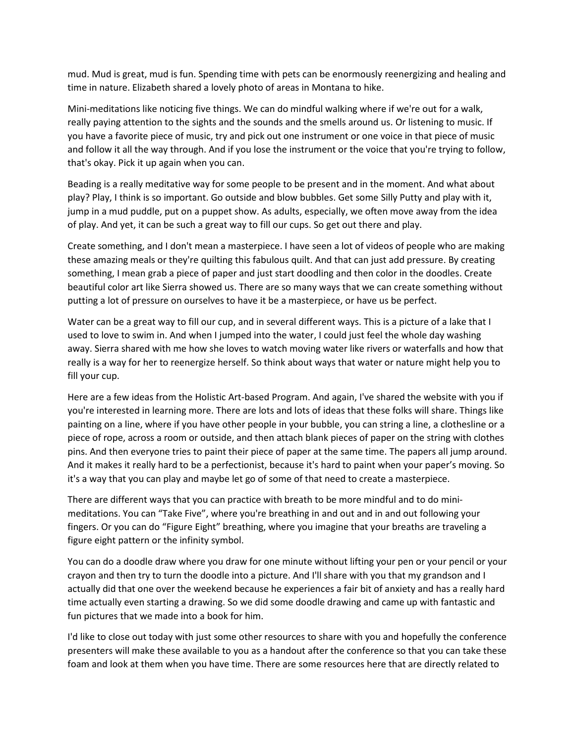mud. Mud is great, mud is fun. Spending time with pets can be enormously reenergizing and healing and time in nature. Elizabeth shared a lovely photo of areas in Montana to hike.

Mini-meditations like noticing five things. We can do mindful walking where if we're out for a walk, really paying attention to the sights and the sounds and the smells around us. Or listening to music. If you have a favorite piece of music, try and pick out one instrument or one voice in that piece of music and follow it all the way through. And if you lose the instrument or the voice that you're trying to follow, that's okay. Pick it up again when you can.

Beading is a really meditative way for some people to be present and in the moment. And what about play? Play, I think is so important. Go outside and blow bubbles. Get some Silly Putty and play with it, jump in a mud puddle, put on a puppet show. As adults, especially, we often move away from the idea of play. And yet, it can be such a great way to fill our cups. So get out there and play.

Create something, and I don't mean a masterpiece. I have seen a lot of videos of people who are making these amazing meals or they're quilting this fabulous quilt. And that can just add pressure. By creating something, I mean grab a piece of paper and just start doodling and then color in the doodles. Create beautiful color art like Sierra showed us. There are so many ways that we can create something without putting a lot of pressure on ourselves to have it be a masterpiece, or have us be perfect.

Water can be a great way to fill our cup, and in several different ways. This is a picture of a lake that I used to love to swim in. And when I jumped into the water, I could just feel the whole day washing away. Sierra shared with me how she loves to watch moving water like rivers or waterfalls and how that really is a way for her to reenergize herself. So think about ways that water or nature might help you to fill your cup.

Here are a few ideas from the Holistic Art-based Program. And again, I've shared the website with you if you're interested in learning more. There are lots and lots of ideas that these folks will share. Things like painting on a line, where if you have other people in your bubble, you can string a line, a clothesline or a piece of rope, across a room or outside, and then attach blank pieces of paper on the string with clothes pins. And then everyone tries to paint their piece of paper at the same time. The papers all jump around. And it makes it really hard to be a perfectionist, because it's hard to paint when your paper's moving. So it's a way that you can play and maybe let go of some of that need to create a masterpiece.

There are different ways that you can practice with breath to be more mindful and to do mini-meditations. You can "Take Five", where you're breathing in and out and in and out following your fingers. Or you can do "Figure Eight" breathing, where you imagine that your breaths are traveling a figure eight pattern or the infinity symbol.

You can do a doodle draw where you draw for one minute without lifting your pen or your pencil or your crayon and then try to turn the doodle into a picture. And I'll share with you that my grandson and I actually did that one over the weekend because he experiences a fair bit of anxiety and has a really hard time actually even starting a drawing. So we did some doodle drawing and came up with fantastic and fun pictures that we made into a book for him.

I'd like to close out today with just some other resources to share with you and hopefully the conference presenters will make these available to you as a handout after the conference so that you can take these foam and look at them when you have time. There are some resources here that are directly related to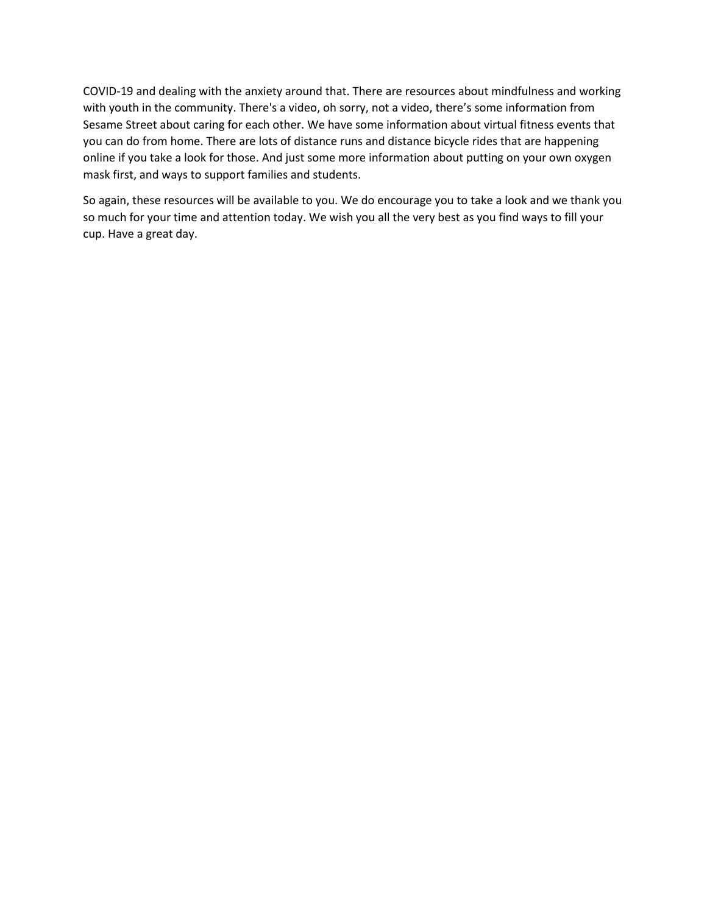COVID-19 and dealing with the anxiety around that. There are resources about mindfulness and working with youth in the community. There's a video, oh sorry, not a video, there's some information from Sesame Street about caring for each other. We have some information about virtual fitness events that you can do from home. There are lots of distance runs and distance bicycle rides that are happening online if you take a look for those. And just some more information about putting on your own oxygen mask first, and ways to support families and students.

So again, these resources will be available to you. We do encourage you to take a look and we thank you so much for your time and attention today. We wish you all the very best as you find ways to fill your cup. Have a great day.